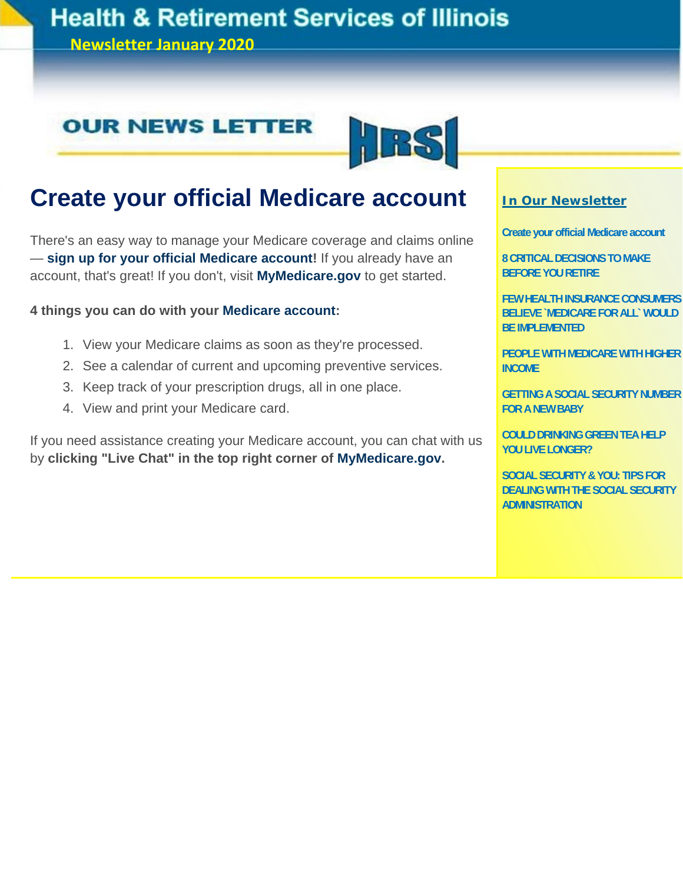# Health & Retirement Services of Illinois

**Newsletter January 2020**

OUR NEWS LETTER

HRSI

## Create your official Medicare account

There's an easy way to manage your Medicare coverage and claims online — **sign up for your official Medicare account!** If you already have an account, that's great! If you don't, visit **MyMedicare.gov** to get started.

**4 things you can do with your Medicare account:**

1. View your Medicare claims as soon as they're processed.
2. See a calendar of current and upcoming preventive services.
3. Keep track of your prescription drugs, all in one place.
4. View and print your Medicare card.

If you need assistance creating your Medicare account, you can chat with us by **clicking "Live Chat" in the top right corner of MyMedicare.gov.**

### In Our Newsletter

- Create your official Medicare account
- 8 CRITICAL DECISIONS TO MAKE BEFORE YOU RETIRE
- FEW HEALTH INSURANCE CONSUMERS BELIEVE `MEDICARE FOR ALL` WOULD BE IMPLEMENTED
- PEOPLE WITH MEDICARE WITH HIGHER INCOME
- GETTING A SOCIAL SECURITY NUMBER FOR A NEW BABY
- COULD DRINKING GREEN TEA HELP YOU LIVE LONGER?
- SOCIAL SECURITY & YOU: TIPS FOR DEALING WITH THE SOCIAL SECURITY ADMINISTRATION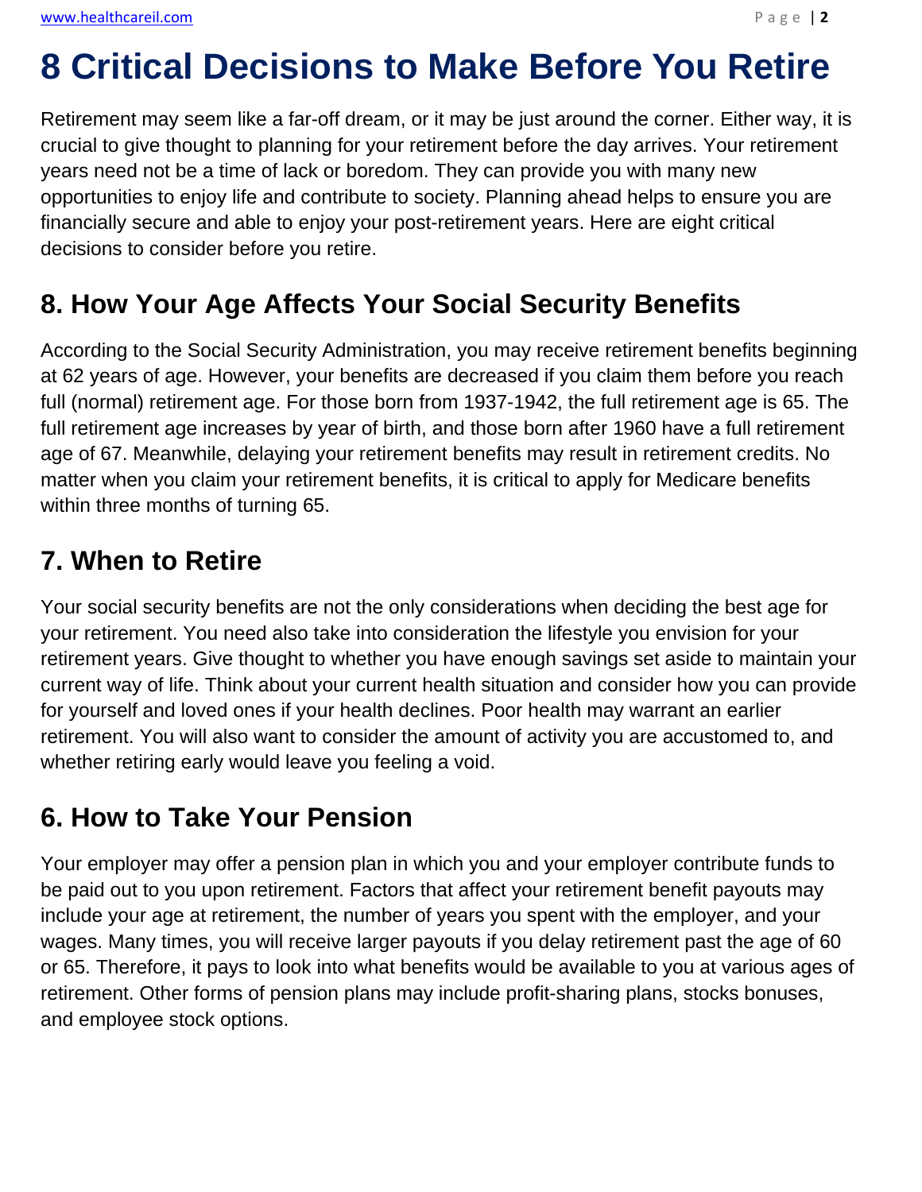# 8 Critical Decisions to Make Before You Retire

Retirement may seem like a far-off dream, or it may be just around the corner. Either way, it is crucial to give thought to planning for your retirement before the day arrives. Your retirement years need not be a time of lack or boredom. They can provide you with many new opportunities to enjoy life and contribute to society. Planning ahead helps to ensure you are financially secure and able to enjoy your post-retirement years. Here are eight critical decisions to consider before you retire.

## 8. How Your Age Affects Your Social Security Benefits

According to the Social Security Administration, you may receive retirement benefits beginning at 62 years of age. However, your benefits are decreased if you claim them before you reach full (normal) retirement age. For those born from 1937-1942, the full retirement age is 65. The full retirement age increases by year of birth, and those born after 1960 have a full retirement age of 67. Meanwhile, delaying your retirement benefits may result in retirement credits. No matter when you claim your retirement benefits, it is critical to apply for Medicare benefits within three months of turning 65.

## 7. When to Retire

Your social security benefits are not the only considerations when deciding the best age for your retirement. You need also take into consideration the lifestyle you envision for your retirement years. Give thought to whether you have enough savings set aside to maintain your current way of life. Think about your current health situation and consider how you can provide for yourself and loved ones if your health declines. Poor health may warrant an earlier retirement. You will also want to consider the amount of activity you are accustomed to, and whether retiring early would leave you feeling a void.

## 6. How to Take Your Pension

Your employer may offer a pension plan in which you and your employer contribute funds to be paid out to you upon retirement. Factors that affect your retirement benefit payouts may include your age at retirement, the number of years you spent with the employer, and your wages. Many times, you will receive larger payouts if you delay retirement past the age of 60 or 65. Therefore, it pays to look into what benefits would be available to you at various ages of retirement. Other forms of pension plans may include profit-sharing plans, stocks bonuses, and employee stock options.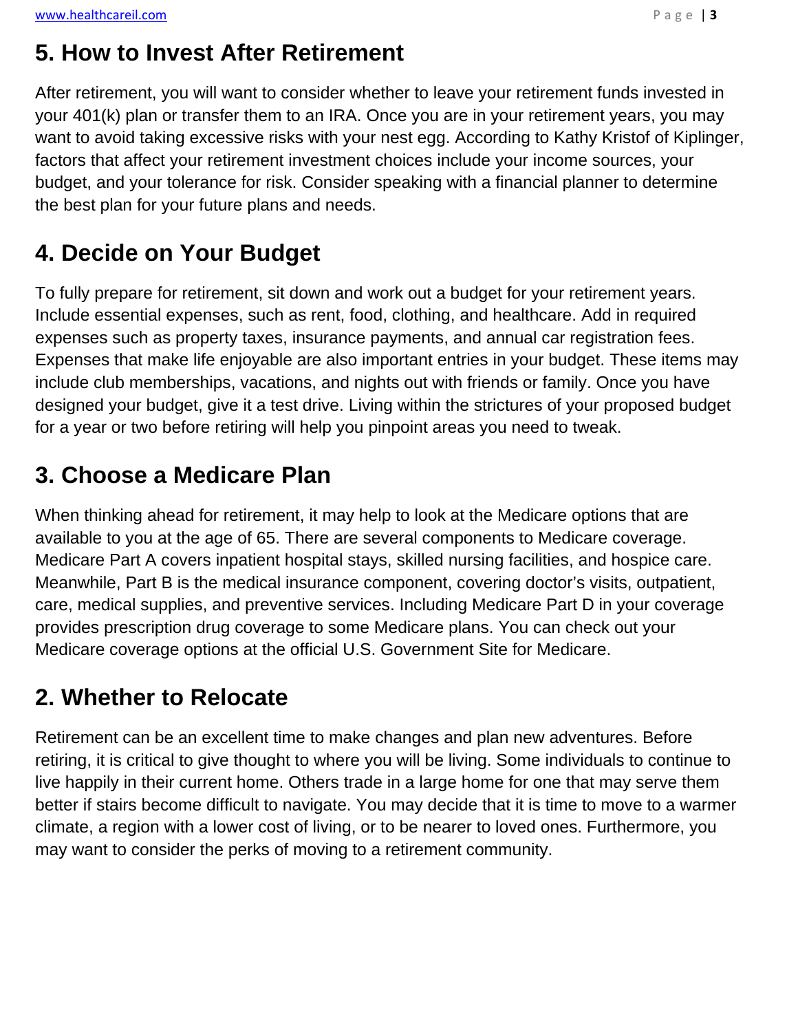## 5. How to Invest After Retirement

After retirement, you will want to consider whether to leave your retirement funds invested in your 401(k) plan or transfer them to an IRA. Once you are in your retirement years, you may want to avoid taking excessive risks with your nest egg. According to Kathy Kristof of Kiplinger, factors that affect your retirement investment choices include your income sources, your budget, and your tolerance for risk. Consider speaking with a financial planner to determine the best plan for your future plans and needs.

## 4. Decide on Your Budget

To fully prepare for retirement, sit down and work out a budget for your retirement years. Include essential expenses, such as rent, food, clothing, and healthcare. Add in required expenses such as property taxes, insurance payments, and annual car registration fees. Expenses that make life enjoyable are also important entries in your budget. These items may include club memberships, vacations, and nights out with friends or family. Once you have designed your budget, give it a test drive. Living within the strictures of your proposed budget for a year or two before retiring will help you pinpoint areas you need to tweak.

## 3. Choose a Medicare Plan

When thinking ahead for retirement, it may help to look at the Medicare options that are available to you at the age of 65. There are several components to Medicare coverage. Medicare Part A covers inpatient hospital stays, skilled nursing facilities, and hospice care. Meanwhile, Part B is the medical insurance component, covering doctor's visits, outpatient, care, medical supplies, and preventive services. Including Medicare Part D in your coverage provides prescription drug coverage to some Medicare plans. You can check out your Medicare coverage options at the official U.S. Government Site for Medicare.

## 2. Whether to Relocate

Retirement can be an excellent time to make changes and plan new adventures. Before retiring, it is critical to give thought to where you will be living. Some individuals to continue to live happily in their current home. Others trade in a large home for one that may serve them better if stairs become difficult to navigate. You may decide that it is time to move to a warmer climate, a region with a lower cost of living, or to be nearer to loved ones. Furthermore, you may want to consider the perks of moving to a retirement community.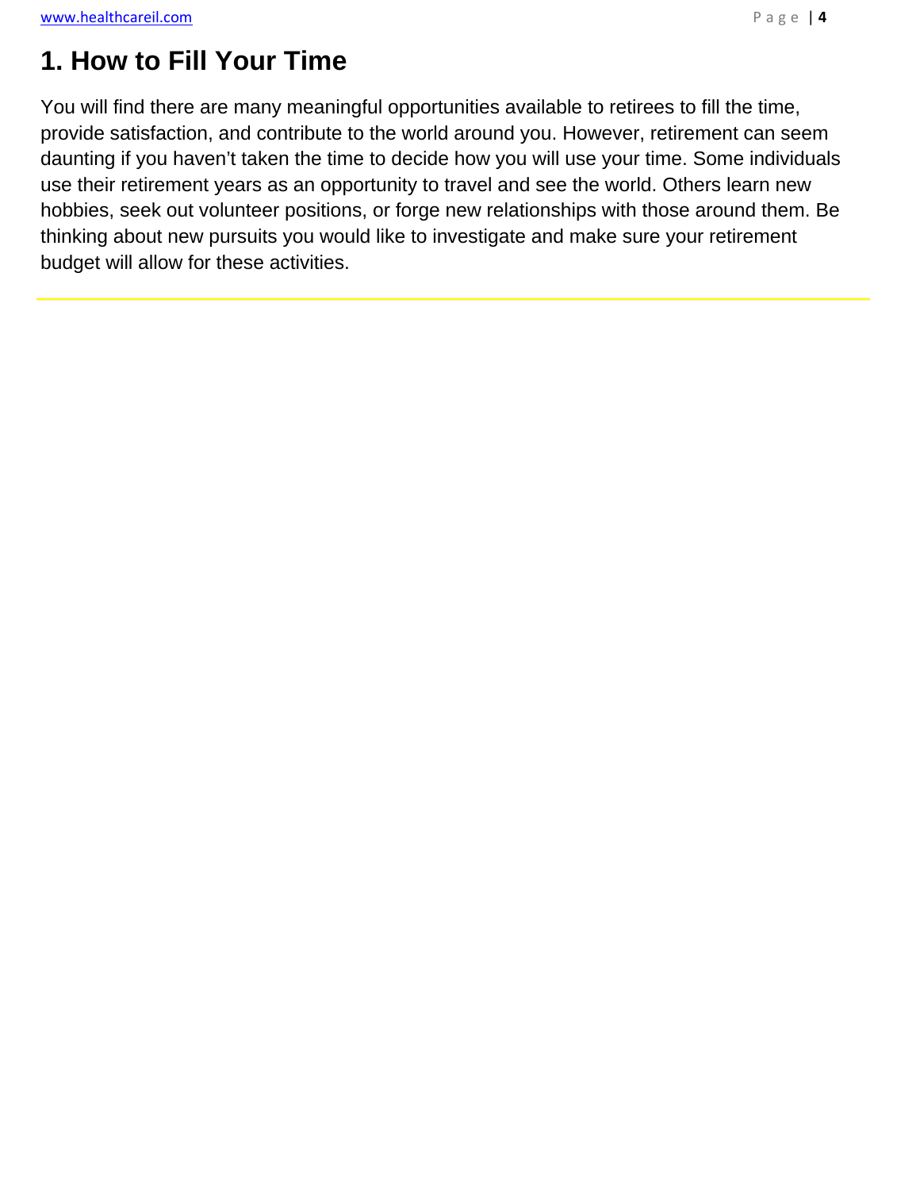# 1. How to Fill Your Time

You will find there are many meaningful opportunities available to retirees to fill the time, provide satisfaction, and contribute to the world around you. However, retirement can seem daunting if you haven't taken the time to decide how you will use your time. Some individuals use their retirement years as an opportunity to travel and see the world. Others learn new hobbies, seek out volunteer positions, or forge new relationships with those around them. Be thinking about new pursuits you would like to investigate and make sure your retirement budget will allow for these activities.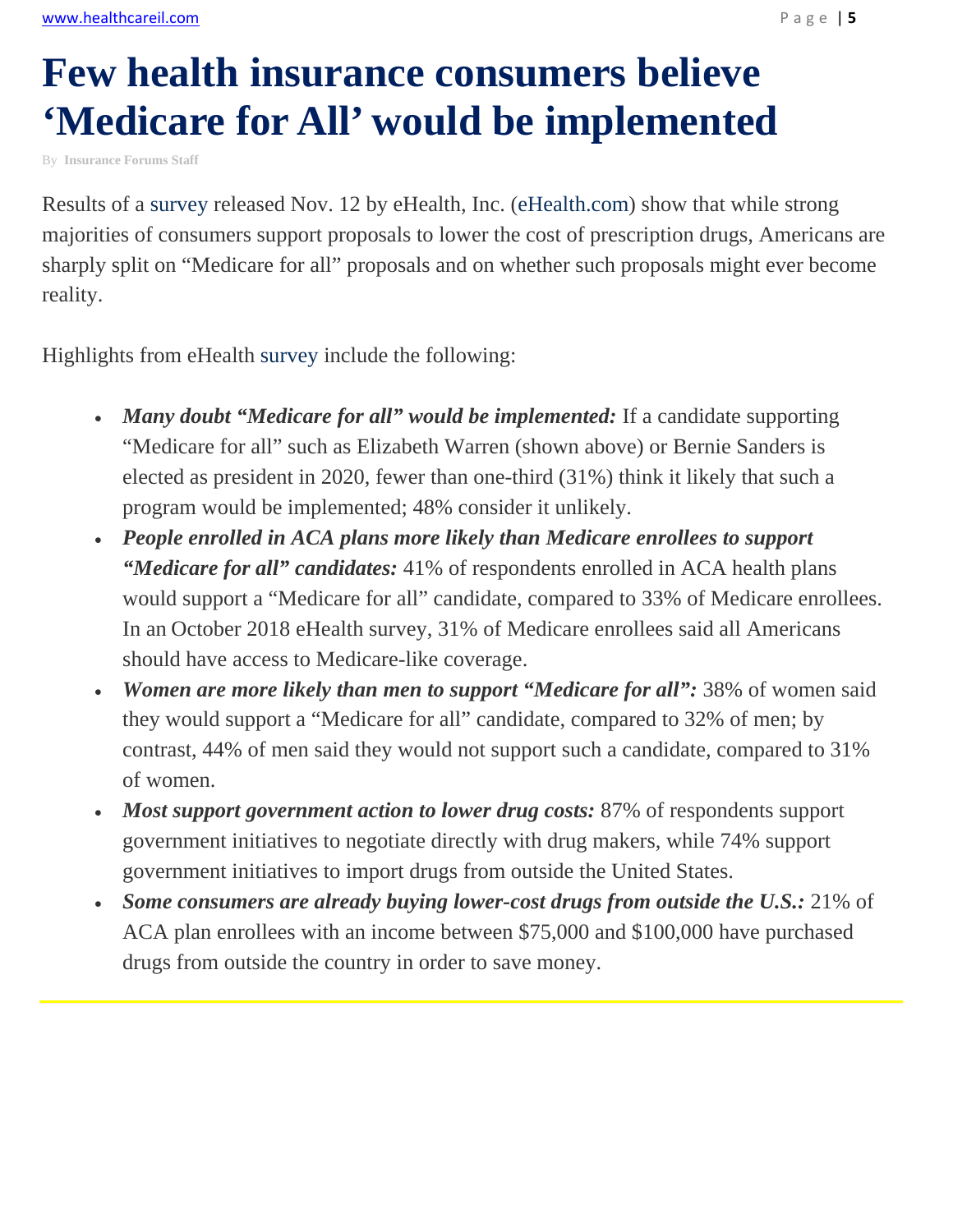# Few health insurance consumers believe 'Medicare for All' would be implemented

By **Insurance Forums Staff**

Results of a survey released Nov. 12 by eHealth, Inc. (eHealth.com) show that while strong majorities of consumers support proposals to lower the cost of prescription drugs, Americans are sharply split on "Medicare for all" proposals and on whether such proposals might ever become reality.

Highlights from eHealth survey include the following:

- ***Many doubt "Medicare for all" would be implemented:*** If a candidate supporting "Medicare for all" such as Elizabeth Warren (shown above) or Bernie Sanders is elected as president in 2020, fewer than one-third (31%) think it likely that such a program would be implemented; 48% consider it unlikely.
- ***People enrolled in ACA plans more likely than Medicare enrollees to support "Medicare for all" candidates:*** 41% of respondents enrolled in ACA health plans would support a "Medicare for all" candidate, compared to 33% of Medicare enrollees. In an October 2018 eHealth survey, 31% of Medicare enrollees said all Americans should have access to Medicare-like coverage.
- ***Women are more likely than men to support "Medicare for all":*** 38% of women said they would support a "Medicare for all" candidate, compared to 32% of men; by contrast, 44% of men said they would not support such a candidate, compared to 31% of women.
- ***Most support government action to lower drug costs:*** 87% of respondents support government initiatives to negotiate directly with drug makers, while 74% support government initiatives to import drugs from outside the United States.
- ***Some consumers are already buying lower-cost drugs from outside the U.S.:*** 21% of ACA plan enrollees with an income between $75,000 and $100,000 have purchased drugs from outside the country in order to save money.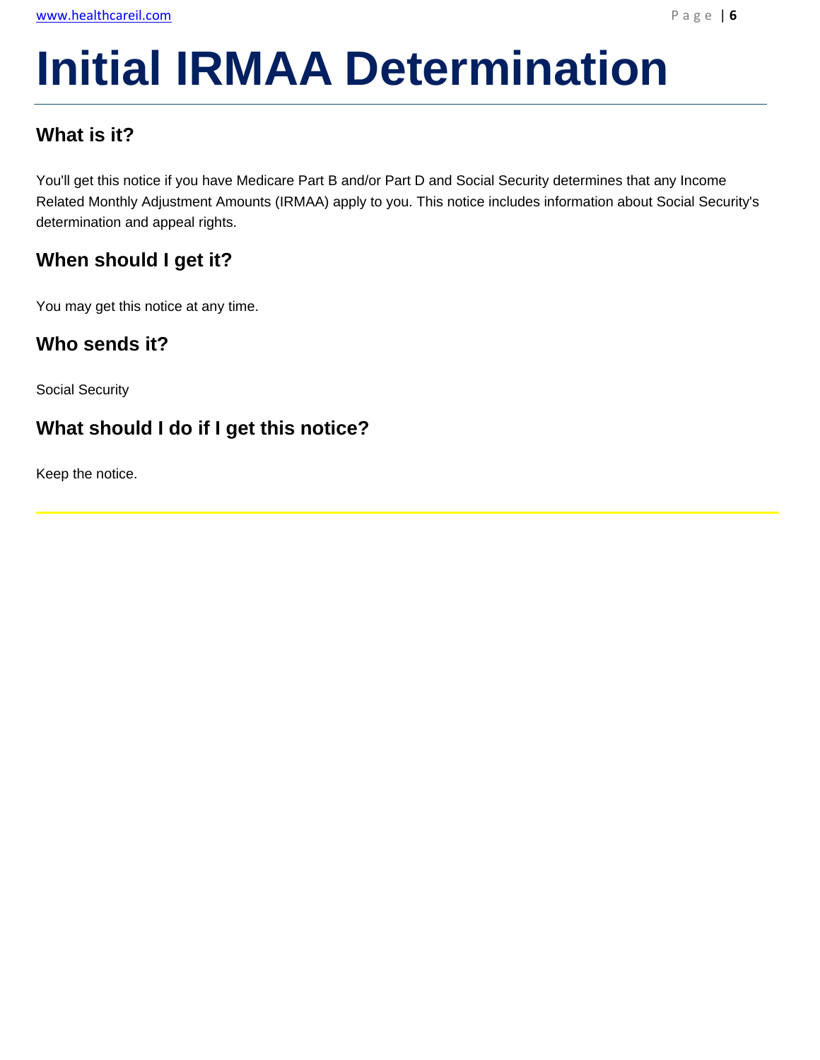# Initial IRMAA Determination

## What is it?

You'll get this notice if you have Medicare Part B and/or Part D and Social Security determines that any Income Related Monthly Adjustment Amounts (IRMAA) apply to you. This notice includes information about Social Security's determination and appeal rights.

## When should I get it?

You may get this notice at any time.

## Who sends it?

Social Security

## What should I do if I get this notice?

Keep the notice.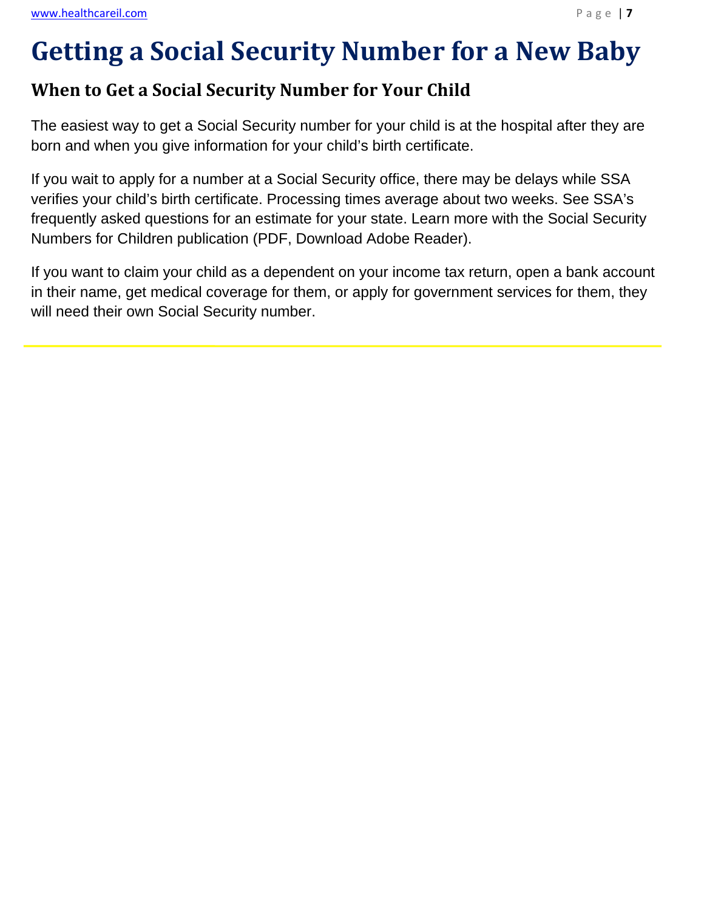# Getting a Social Security Number for a New Baby

## When to Get a Social Security Number for Your Child

The easiest way to get a Social Security number for your child is at the hospital after they are born and when you give information for your child's birth certificate.

If you wait to apply for a number at a Social Security office, there may be delays while SSA verifies your child's birth certificate. Processing times average about two weeks. See SSA's frequently asked questions for an estimate for your state. Learn more with the Social Security Numbers for Children publication (PDF, Download Adobe Reader).

If you want to claim your child as a dependent on your income tax return, open a bank account in their name, get medical coverage for them, or apply for government services for them, they will need their own Social Security number.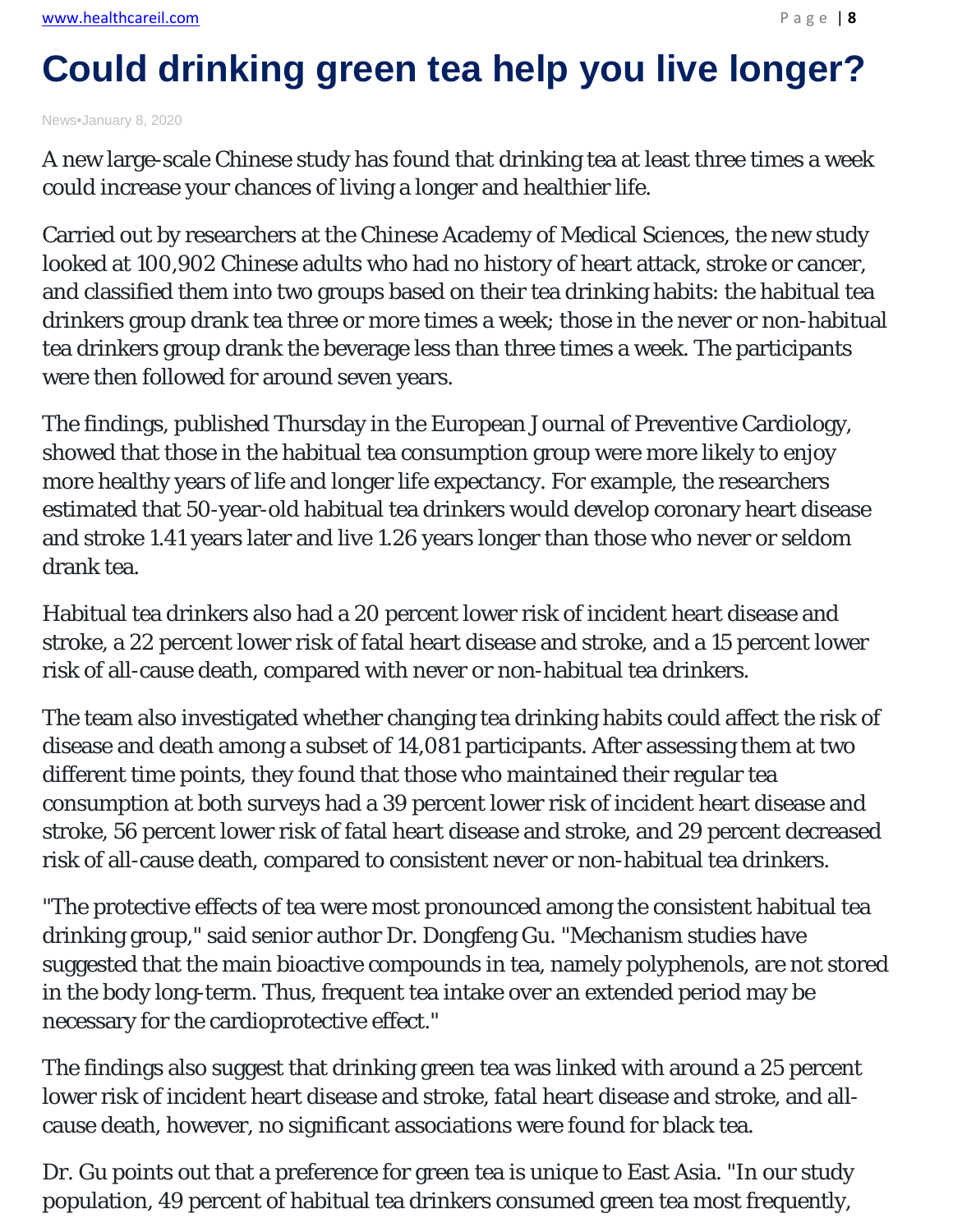# Could drinking green tea help you live longer?

News•January 8, 2020

A new large-scale Chinese study has found that drinking tea at least three times a week could increase your chances of living a longer and healthier life.

Carried out by researchers at the Chinese Academy of Medical Sciences, the new study looked at 100,902 Chinese adults who had no history of heart attack, stroke or cancer, and classified them into two groups based on their tea drinking habits: the habitual tea drinkers group drank tea three or more times a week; those in the never or non-habitual tea drinkers group drank the beverage less than three times a week. The participants were then followed for around seven years.

The findings, published Thursday in the European Journal of Preventive Cardiology, showed that those in the habitual tea consumption group were more likely to enjoy more healthy years of life and longer life expectancy. For example, the researchers estimated that 50-year-old habitual tea drinkers would develop coronary heart disease and stroke 1.41 years later and live 1.26 years longer than those who never or seldom drank tea.

Habitual tea drinkers also had a 20 percent lower risk of incident heart disease and stroke, a 22 percent lower risk of fatal heart disease and stroke, and a 15 percent lower risk of all-cause death, compared with never or non-habitual tea drinkers.

The team also investigated whether changing tea drinking habits could affect the risk of disease and death among a subset of 14,081 participants. After assessing them at two different time points, they found that those who maintained their regular tea consumption at both surveys had a 39 percent lower risk of incident heart disease and stroke, 56 percent lower risk of fatal heart disease and stroke, and 29 percent decreased risk of all-cause death, compared to consistent never or non-habitual tea drinkers.

"The protective effects of tea were most pronounced among the consistent habitual tea drinking group," said senior author Dr. Dongfeng Gu. "Mechanism studies have suggested that the main bioactive compounds in tea, namely polyphenols, are not stored in the body long-term. Thus, frequent tea intake over an extended period may be necessary for the cardioprotective effect."

The findings also suggest that drinking green tea was linked with around a 25 percent lower risk of incident heart disease and stroke, fatal heart disease and stroke, and all-cause death, however, no significant associations were found for black tea.

Dr. Gu points out that a preference for green tea is unique to East Asia. "In our study population, 49 percent of habitual tea drinkers consumed green tea most frequently,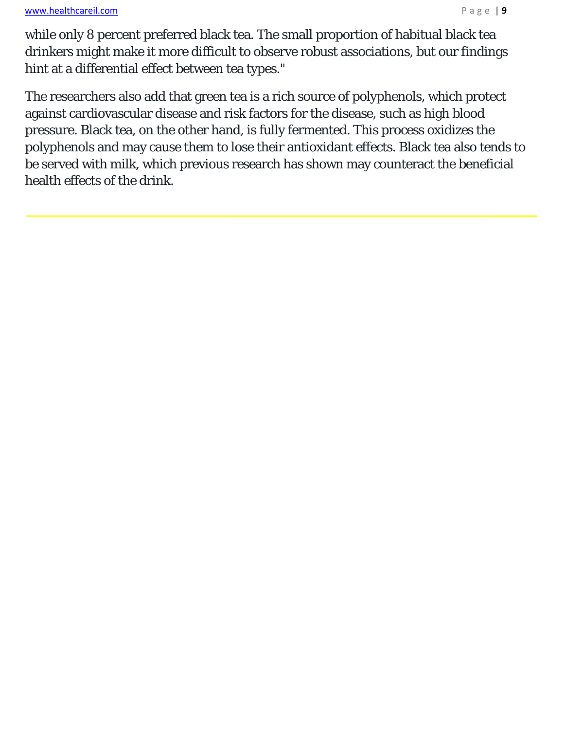while only 8 percent preferred black tea. The small proportion of habitual black tea drinkers might make it more difficult to observe robust associations, but our findings hint at a differential effect between tea types."

The researchers also add that green tea is a rich source of polyphenols, which protect against cardiovascular disease and risk factors for the disease, such as high blood pressure. Black tea, on the other hand, is fully fermented. This process oxidizes the polyphenols and may cause them to lose their antioxidant effects. Black tea also tends to be served with milk, which previous research has shown may counteract the beneficial health effects of the drink.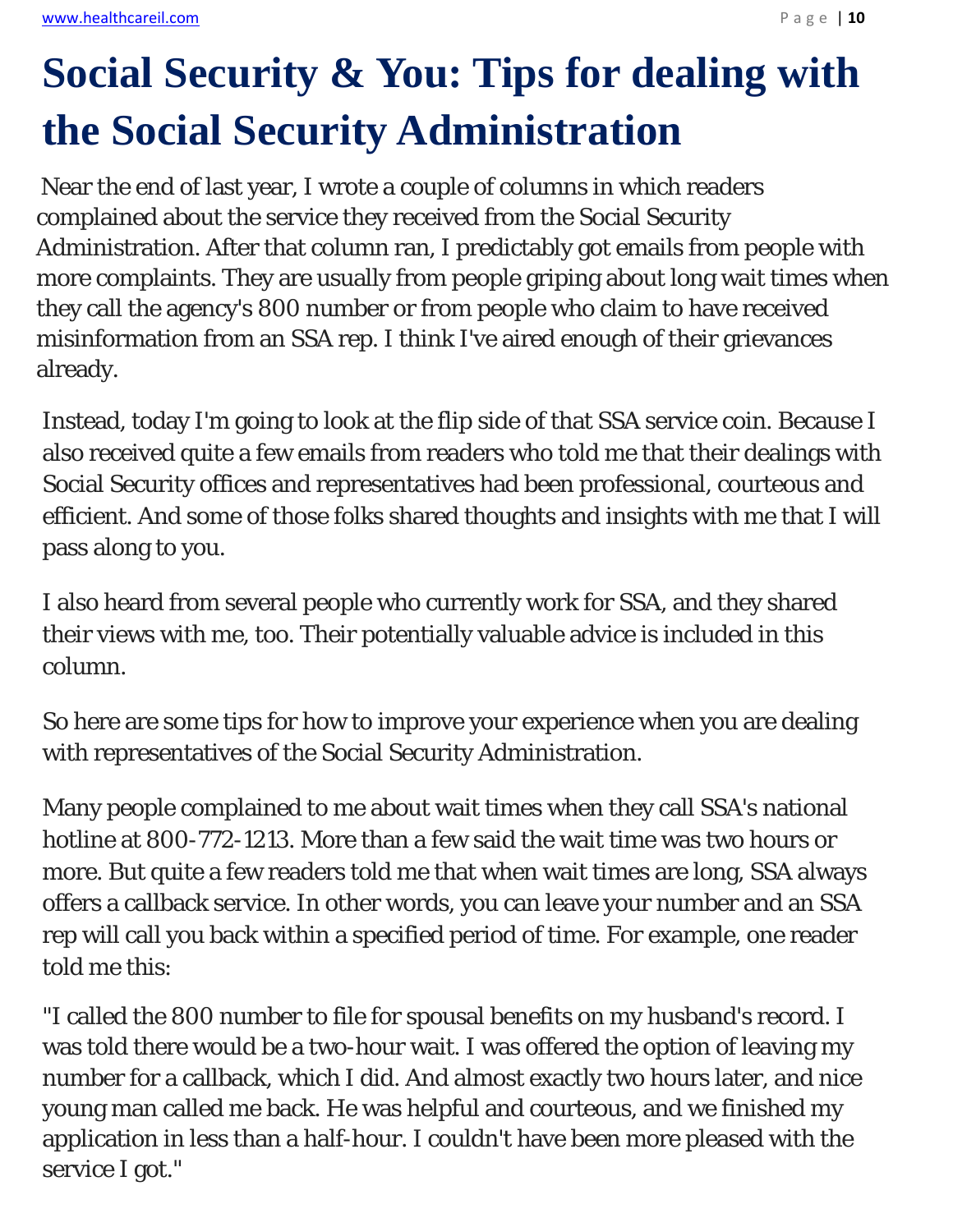# Social Security & You: Tips for dealing with the Social Security Administration

Near the end of last year, I wrote a couple of columns in which readers complained about the service they received from the Social Security Administration. After that column ran, I predictably got emails from people with more complaints. They are usually from people griping about long wait times when they call the agency's 800 number or from people who claim to have received misinformation from an SSA rep. I think I've aired enough of their grievances already.

Instead, today I'm going to look at the flip side of that SSA service coin. Because I also received quite a few emails from readers who told me that their dealings with Social Security offices and representatives had been professional, courteous and efficient. And some of those folks shared thoughts and insights with me that I will pass along to you.

I also heard from several people who currently work for SSA, and they shared their views with me, too. Their potentially valuable advice is included in this column.

So here are some tips for how to improve your experience when you are dealing with representatives of the Social Security Administration.

Many people complained to me about wait times when they call SSA's national hotline at 800-772-1213. More than a few said the wait time was two hours or more. But quite a few readers told me that when wait times are long, SSA always offers a callback service. In other words, you can leave your number and an SSA rep will call you back within a specified period of time. For example, one reader told me this:

"I called the 800 number to file for spousal benefits on my husband's record. I was told there would be a two-hour wait. I was offered the option of leaving my number for a callback, which I did. And almost exactly two hours later, and nice young man called me back. He was helpful and courteous, and we finished my application in less than a half-hour. I couldn't have been more pleased with the service I got."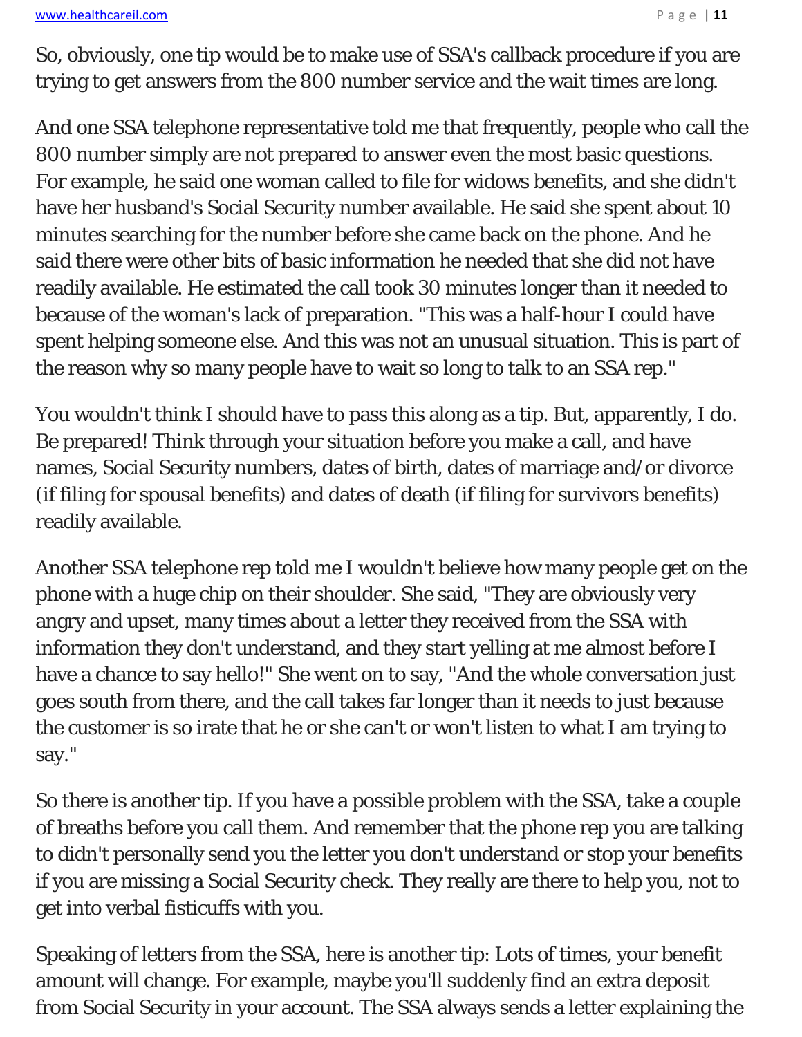So, obviously, one tip would be to make use of SSA's callback procedure if you are trying to get answers from the 800 number service and the wait times are long.

And one SSA telephone representative told me that frequently, people who call the 800 number simply are not prepared to answer even the most basic questions. For example, he said one woman called to file for widows benefits, and she didn't have her husband's Social Security number available. He said she spent about 10 minutes searching for the number before she came back on the phone. And he said there were other bits of basic information he needed that she did not have readily available. He estimated the call took 30 minutes longer than it needed to because of the woman's lack of preparation. "This was a half-hour I could have spent helping someone else. And this was not an unusual situation. This is part of the reason why so many people have to wait so long to talk to an SSA rep."

You wouldn't think I should have to pass this along as a tip. But, apparently, I do. Be prepared! Think through your situation before you make a call, and have names, Social Security numbers, dates of birth, dates of marriage and/or divorce (if filing for spousal benefits) and dates of death (if filing for survivors benefits) readily available.

Another SSA telephone rep told me I wouldn't believe how many people get on the phone with a huge chip on their shoulder. She said, "They are obviously very angry and upset, many times about a letter they received from the SSA with information they don't understand, and they start yelling at me almost before I have a chance to say hello!" She went on to say, "And the whole conversation just goes south from there, and the call takes far longer than it needs to just because the customer is so irate that he or she can't or won't listen to what I am trying to say."

So there is another tip. If you have a possible problem with the SSA, take a couple of breaths before you call them. And remember that the phone rep you are talking to didn't personally send you the letter you don't understand or stop your benefits if you are missing a Social Security check. They really are there to help you, not to get into verbal fisticuffs with you.

Speaking of letters from the SSA, here is another tip: Lots of times, your benefit amount will change. For example, maybe you'll suddenly find an extra deposit from Social Security in your account. The SSA always sends a letter explaining the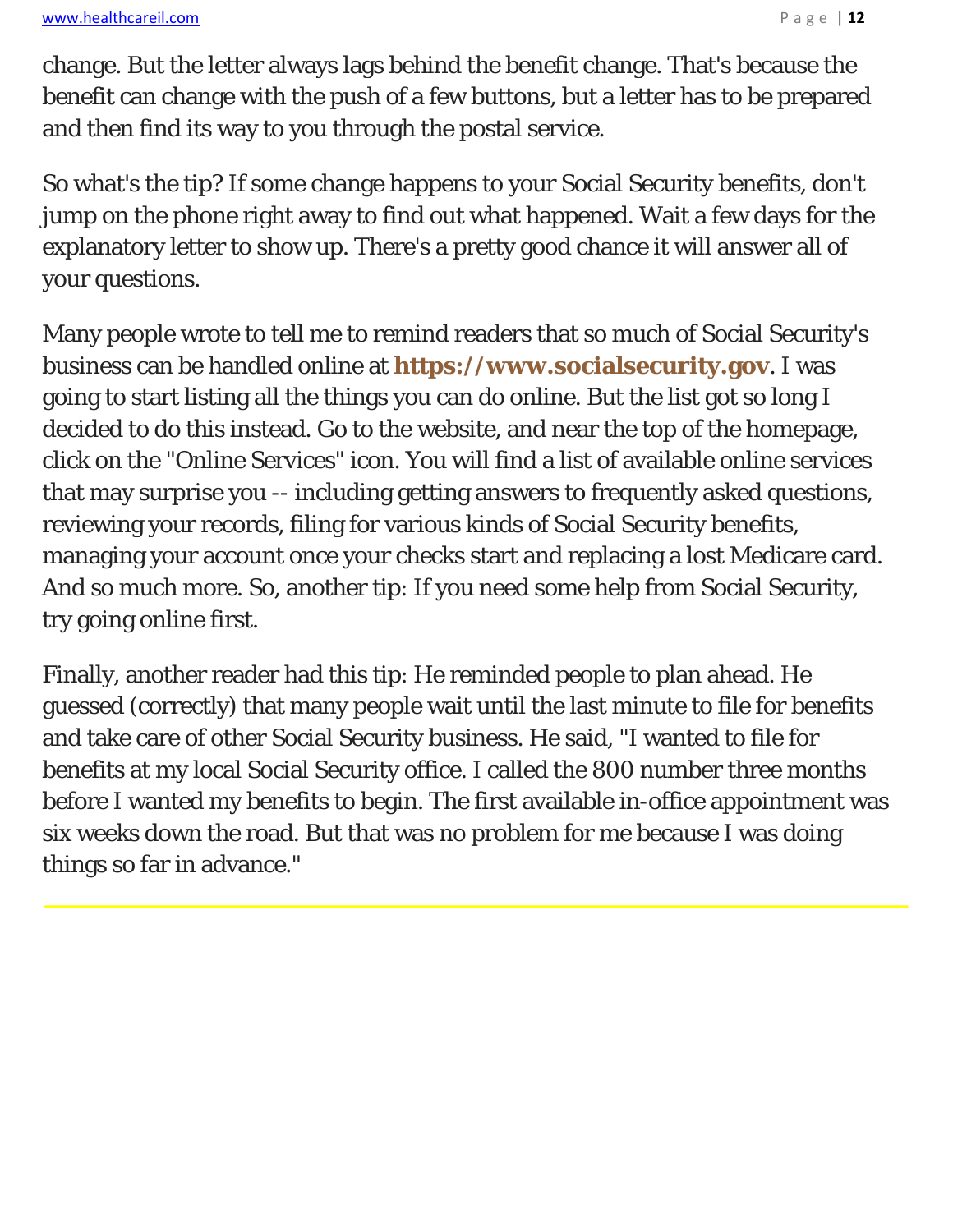change. But the letter always lags behind the benefit change. That's because the benefit can change with the push of a few buttons, but a letter has to be prepared and then find its way to you through the postal service.

So what's the tip? If some change happens to your Social Security benefits, don't jump on the phone right away to find out what happened. Wait a few days for the explanatory letter to show up. There's a pretty good chance it will answer all of your questions.

Many people wrote to tell me to remind readers that so much of Social Security's business can be handled online at **https://www.socialsecurity.gov**. I was going to start listing all the things you can do online. But the list got so long I decided to do this instead. Go to the website, and near the top of the homepage, click on the "Online Services" icon. You will find a list of available online services that may surprise you -- including getting answers to frequently asked questions, reviewing your records, filing for various kinds of Social Security benefits, managing your account once your checks start and replacing a lost Medicare card. And so much more. So, another tip: If you need some help from Social Security, try going online first.

Finally, another reader had this tip: He reminded people to plan ahead. He guessed (correctly) that many people wait until the last minute to file for benefits and take care of other Social Security business. He said, "I wanted to file for benefits at my local Social Security office. I called the 800 number three months before I wanted my benefits to begin. The first available in-office appointment was six weeks down the road. But that was no problem for me because I was doing things so far in advance."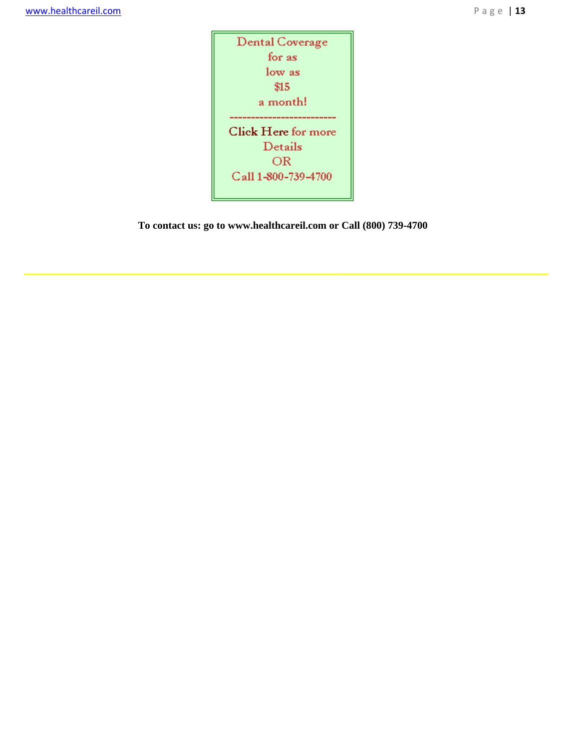Dental Coverage
for as
low as
$15
a month!

------------------------

Click Here for more
Details
OR
Call 1-800-739-4700

**To contact us: go to www.healthcareil.com or Call (800) 739-4700**